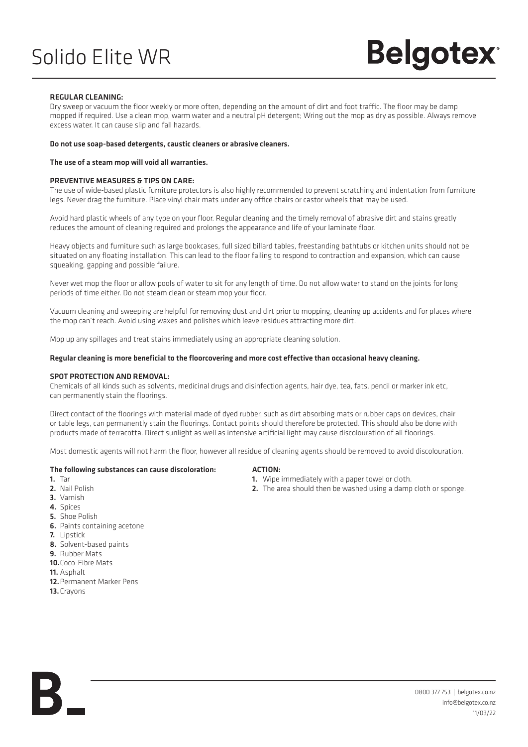# Solido Elite WR

**Belgotex**

### REGULAR CLEANING:

Dry sweep or vacuum the floor weekly or more often, depending on the amount of dirt and foot traffic. The floor may be damp mopped if required. Use a clean mop, warm water and a neutral pH detergent; Wring out the mop as dry as possible. Always remove excess water. It can cause slip and fall hazards.

**Do not use soap-based detergents, caustic cleaners or abrasive cleaners.**

**The use of a steam mop will void all warranties.**

### PREVENTIVE MEASURES & TIPS ON CARE:

The use of wide-based plastic furniture protectors is also highly recommended to prevent scratching and indentation from furniture legs. Never drag the furniture. Place vinyl chair mats under any office chairs or castor wheels that may be used.

Avoid hard plastic wheels of any type on your floor. Regular cleaning and the timely removal of abrasive dirt and stains greatly reduces the amount of cleaning required and prolongs the appearance and life of your laminate floor.

Heavy objects and furniture such as large bookcases, full sized billard tables, freestanding bathtubs or kitchen units should not be situated on any floating installation. This can lead to the floor failing to respond to contraction and expansion, which can cause squeaking, gapping and possible failure.

Never wet mop the floor or allow pools of water to sit for any length of time. Do not allow water to stand on the joints for long periods of time either. Do not steam clean or steam mop your floor.

Vacuum cleaning and sweeping are helpful for removing dust and dirt prior to mopping, cleaning up accidents and for places where the mop can't reach. Avoid using waxes and polishes which leave residues attracting more dirt.

Mop up any spillages and treat stains immediately using an appropriate cleaning solution.

**Regular cleaning is more beneficial to the floorcovering and more cost effective than occasional heavy cleaning.**

### SPOT PROTECTION AND REMOVAL:

Chemicals of all kinds such as solvents, medicinal drugs and disinfection agents, hair dye, tea, fats, pencil or marker ink etc, can permanently stain the floorings.

Direct contact of the floorings with material made of dyed rubber, such as dirt absorbing mats or rubber caps on devices, chair or table legs, can permanently stain the floorings. Contact points should therefore be protected. This should also be done with products made of terracotta. Direct sunlight as well as intensive artificial light may cause discolouration of all floorings.

Most domestic agents will not harm the floor, however all residue of cleaning agents should be removed to avoid discolouration.

**The following substances can cause discoloration:**

1. Tar
2. Nail Polish
3. Varnish
4. Spices
5. Shoe Polish
6. Paints containing acetone
7. Lipstick
8. Solvent-based paints
9. Rubber Mats
10. Coco-Fibre Mats
11. Asphalt
12. Permanent Marker Pens
13. Crayons

**ACTION:**

1. Wipe immediately with a paper towel or cloth.
2. The area should then be washed using a damp cloth or sponge.

0800 377 753 | belgotex.co.nz
info@belgotex.co.nz
11/03/22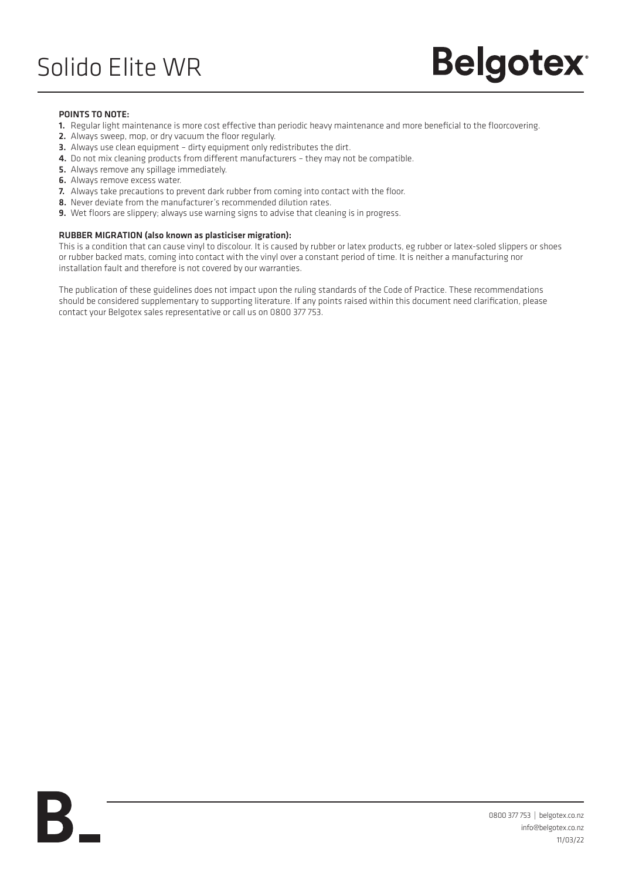#### POINTS TO NOTE:

1. Regular light maintenance is more cost effective than periodic heavy maintenance and more beneficial to the floorcovering.
2. Always sweep, mop, or dry vacuum the floor regularly.
3. Always use clean equipment – dirty equipment only redistributes the dirt.
4. Do not mix cleaning products from different manufacturers – they may not be compatible.
5. Always remove any spillage immediately.
6. Always remove excess water.
7. Always take precautions to prevent dark rubber from coming into contact with the floor.
8. Never deviate from the manufacturer's recommended dilution rates.
9. Wet floors are slippery; always use warning signs to advise that cleaning is in progress.

#### RUBBER MIGRATION (also known as plasticiser migration):

This is a condition that can cause vinyl to discolour. It is caused by rubber or latex products, eg rubber or latex-soled slippers or shoes or rubber backed mats, coming into contact with the vinyl over a constant period of time. It is neither a manufacturing nor installation fault and therefore is not covered by our warranties.

The publication of these guidelines does not impact upon the ruling standards of the Code of Practice. These recommendations should be considered supplementary to supporting literature. If any points raised within this document need clarification, please contact your Belgotex sales representative or call us on 0800 377 753.